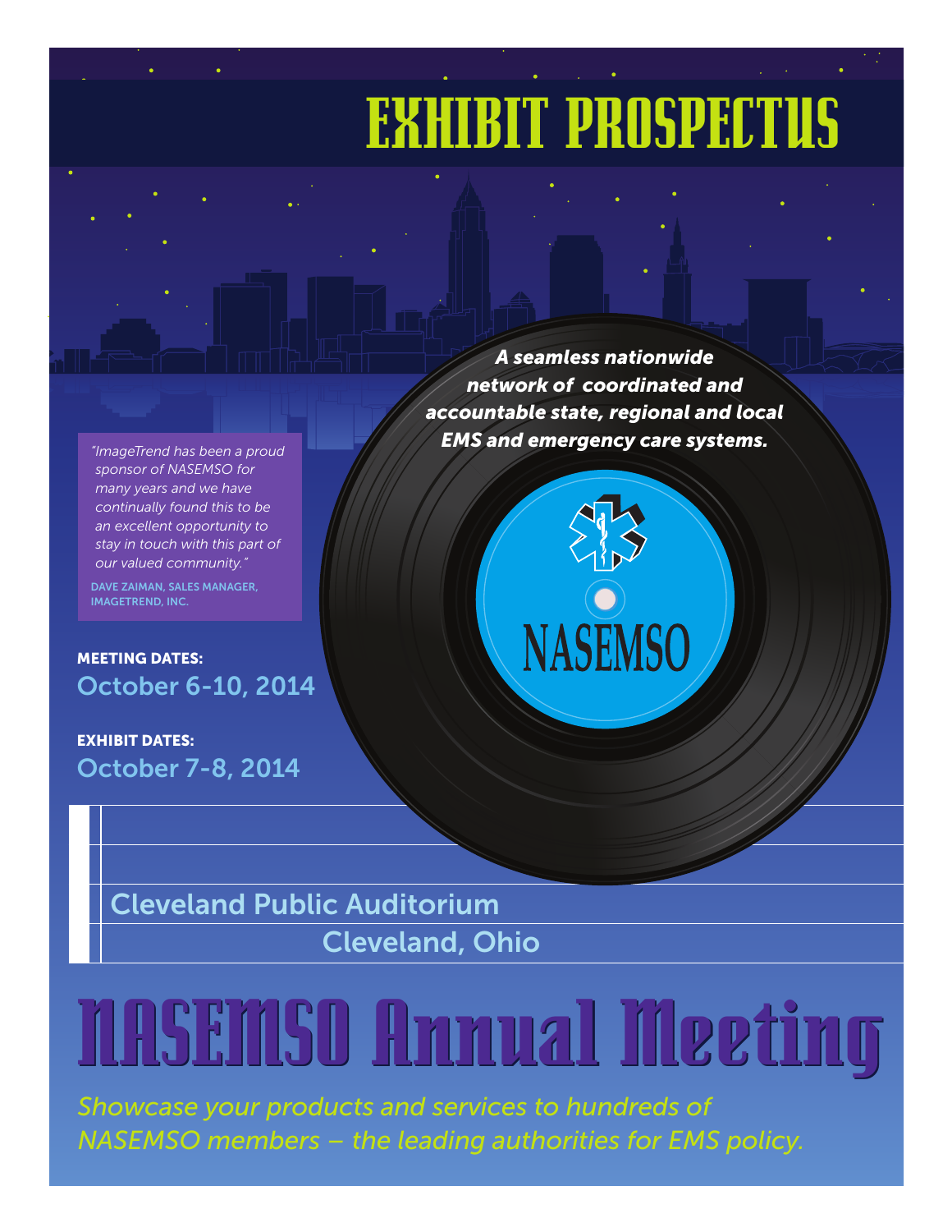# EXHIBIT PROSPECTUS

***A seamless nationwide network of coordinated and accountable state, regional and local EMS and emergency care systems.***

NASEMSO

*"ImageTrend has been a proud sponsor of NASEMSO for many years and we have continually found this to be an excellent opportunity to stay in touch with this part of our valued community."*

DAVE ZAIMAN, SALES MANAGER, IMAGETREND, INC.

**MEETING DATES:**
October 6-10, 2014

**EXHIBIT DATES:**
October 7-8, 2014

Cleveland Public Auditorium
Cleveland, Ohio

# NASEMSO Annual Meeting

*Showcase your products and services to hundreds of NASEMSO members – the leading authorities for EMS policy.*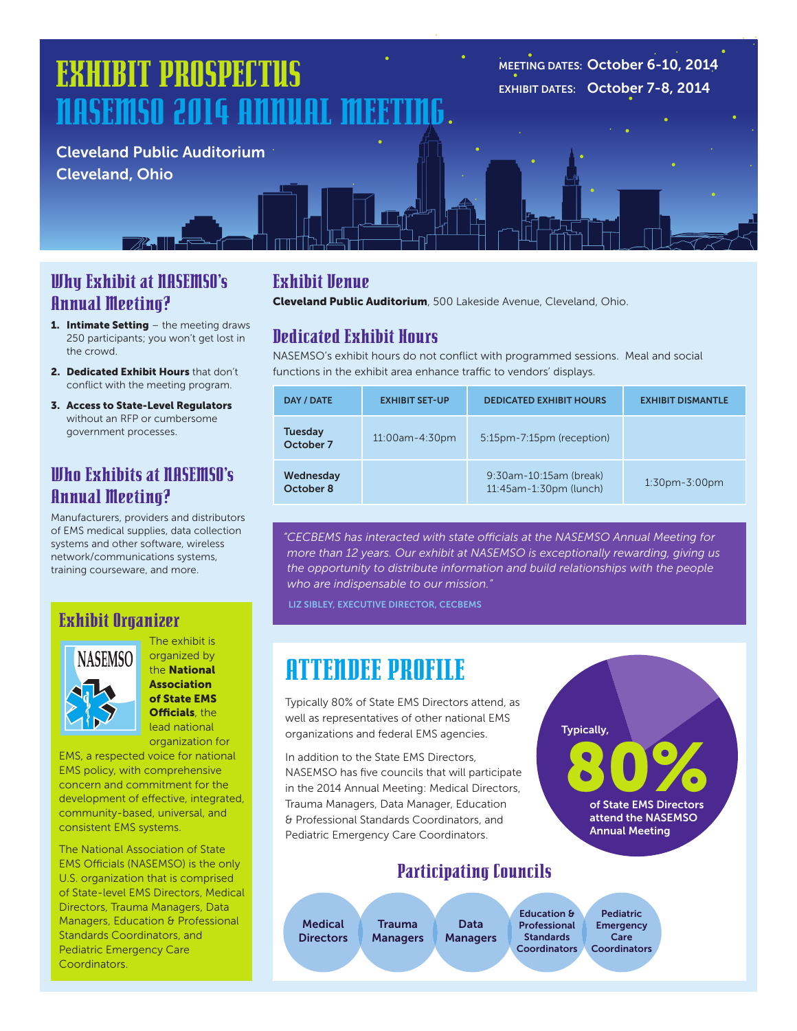# EXHIBIT PROSPECTUS
# NASEMSO 2014 ANNUAL MEETING

**MEETING DATES:** October 6-10, 2014
**EXHIBIT DATES:** October 7-8, 2014

Cleveland Public Auditorium
Cleveland, Ohio

## Why Exhibit at NASEMSO's Annual Meeting?

1. **Intimate Setting** – the meeting draws 250 participants; you won't get lost in the crowd.
2. **Dedicated Exhibit Hours** that don't conflict with the meeting program.
3. **Access to State-Level Regulators** without an RFP or cumbersome government processes.

## Who Exhibits at NASEMSO's Annual Meeting?

Manufacturers, providers and distributors of EMS medical supplies, data collection systems and other software, wireless network/communications systems, training courseware, and more.

## Exhibit Organizer

The exhibit is organized by the **National Association of State EMS Officials**, the lead national organization for EMS, a respected voice for national EMS policy, with comprehensive concern and commitment for the development of effective, integrated, community-based, universal, and consistent EMS systems.

The National Association of State EMS Officials (NASEMSO) is the only U.S. organization that is comprised of State-level EMS Directors, Medical Directors, Trauma Managers, Data Managers, Education & Professional Standards Coordinators, and Pediatric Emergency Care Coordinators.

## Exhibit Venue

**Cleveland Public Auditorium**, 500 Lakeside Avenue, Cleveland, Ohio.

## Dedicated Exhibit Hours

NASEMSO's exhibit hours do not conflict with programmed sessions. Meal and social functions in the exhibit area enhance traffic to vendors' displays.

| DAY / DATE | EXHIBIT SET-UP | DEDICATED EXHIBIT HOURS | EXHIBIT DISMANTLE |
|---|---|---|---|
| Tuesday October 7 | 11:00am-4:30pm | 5:15pm-7:15pm (reception) | |
| Wednesday October 8 | | 9:30am-10:15am (break)<br>11:45am-1:30pm (lunch) | 1:30pm-3:00pm |

*"CECBEMS has interacted with state officials at the NASEMSO Annual Meeting for more than 12 years. Our exhibit at NASEMSO is exceptionally rewarding, giving us the opportunity to distribute information and build relationships with the people who are indispensable to our mission."*

LIZ SIBLEY, EXECUTIVE DIRECTOR, CECBEMS

# ATTENDEE PROFILE

Typically 80% of State EMS Directors attend, as well as representatives of other national EMS organizations and federal EMS agencies.

In addition to the State EMS Directors, NASEMSO has five councils that will participate in the 2014 Annual Meeting: Medical Directors, Trauma Managers, Data Manager, Education & Professional Standards Coordinators, and Pediatric Emergency Care Coordinators.

Typically, **80%** of State EMS Directors attend the NASEMSO Annual Meeting

## Participating Councils

- Medical Directors
- Trauma Managers
- Data Managers
- Education & Professional Standards Coordinators
- Pediatric Emergency Care Coordinators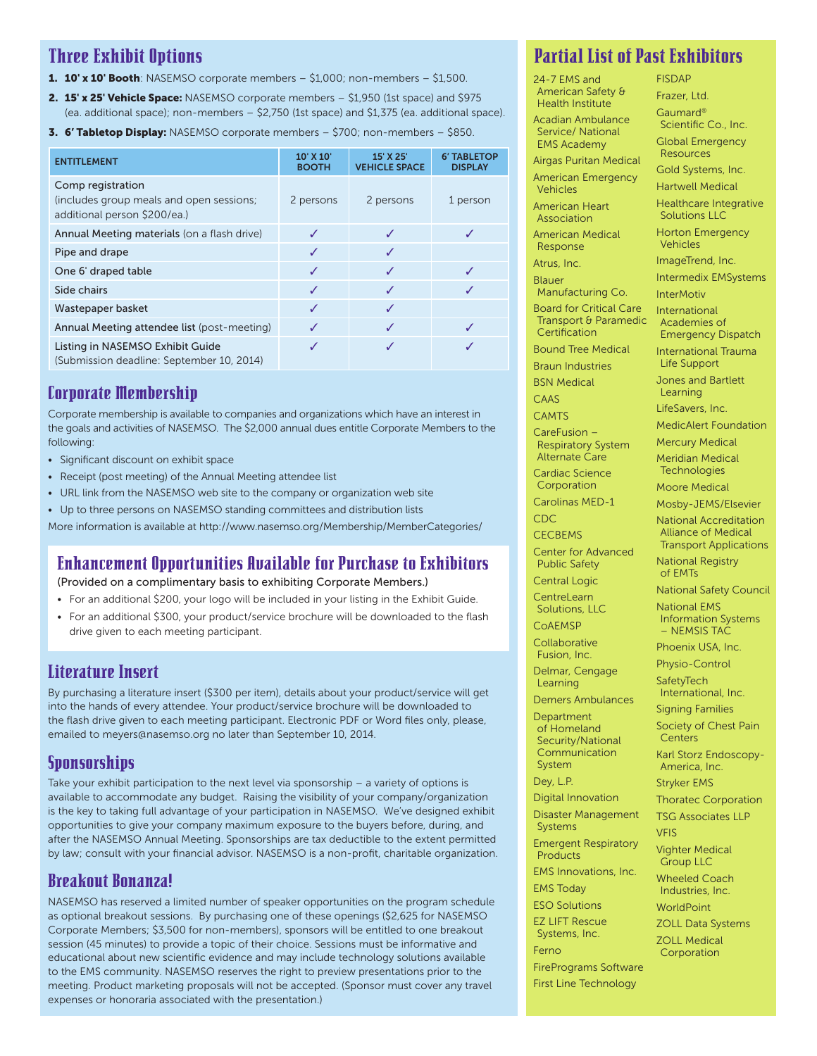## Three Exhibit Options

1. **10' x 10' Booth**: NASEMSO corporate members – $1,000; non-members – $1,500.
2. **15' x 25' Vehicle Space:** NASEMSO corporate members – $1,950 (1st space) and $975 (ea. additional space); non-members – $2,750 (1st space) and $1,375 (ea. additional space).
3. **6' Tabletop Display:** NASEMSO corporate members – $700; non-members – $850.

| ENTITLEMENT | 10' X 10' BOOTH | 15' X 25' VEHICLE SPACE | 6' TABLETOP DISPLAY |
|---|---|---|---|
| Comp registration (includes group meals and open sessions; additional person $200/ea.) | 2 persons | 2 persons | 1 person |
| Annual Meeting materials (on a flash drive) | ✓ | ✓ | ✓ |
| Pipe and drape | ✓ | ✓ | |
| One 6' draped table | ✓ | ✓ | ✓ |
| Side chairs | ✓ | ✓ | ✓ |
| Wastepaper basket | ✓ | ✓ | |
| Annual Meeting attendee list (post-meeting) | ✓ | ✓ | ✓ |
| Listing in NASEMSO Exhibit Guide (Submission deadline: September 10, 2014) | ✓ | ✓ | ✓ |

## Corporate Membership

Corporate membership is available to companies and organizations which have an interest in the goals and activities of NASEMSO. The $2,000 annual dues entitle Corporate Members to the following:

- Significant discount on exhibit space
- Receipt (post meeting) of the Annual Meeting attendee list
- URL link from the NASEMSO web site to the company or organization web site
- Up to three persons on NASEMSO standing committees and distribution lists

More information is available at http://www.nasemso.org/Membership/MemberCategories/

## Enhancement Opportunities Available for Purchase to Exhibitors

(Provided on a complimentary basis to exhibiting Corporate Members.)

- For an additional $200, your logo will be included in your listing in the Exhibit Guide.
- For an additional $300, your product/service brochure will be downloaded to the flash drive given to each meeting participant.

## Literature Insert

By purchasing a literature insert ($300 per item), details about your product/service will get into the hands of every attendee. Your product/service brochure will be downloaded to the flash drive given to each meeting participant. Electronic PDF or Word files only, please, emailed to meyers@nasemso.org no later than September 10, 2014.

## Sponsorships

Take your exhibit participation to the next level via sponsorship – a variety of options is available to accommodate any budget. Raising the visibility of your company/organization is the key to taking full advantage of your participation in NASEMSO. We've designed exhibit opportunities to give your company maximum exposure to the buyers before, during, and after the NASEMSO Annual Meeting. Sponsorships are tax deductible to the extent permitted by law; consult with your financial advisor. NASEMSO is a non-profit, charitable organization.

## Breakout Bonanza!

NASEMSO has reserved a limited number of speaker opportunities on the program schedule as optional breakout sessions. By purchasing one of these openings ($2,625 for NASEMSO Corporate Members; $3,500 for non-members), sponsors will be entitled to one breakout session (45 minutes) to provide a topic of their choice. Sessions must be informative and educational about new scientific evidence and may include technology solutions available to the EMS community. NASEMSO reserves the right to preview presentations prior to the meeting. Product marketing proposals will not be accepted. (Sponsor must cover any travel expenses or honoraria associated with the presentation.)

## Partial List of Past Exhibitors

- 24-7 EMS and American Safety & Health Institute
- Acadian Ambulance Service/ National EMS Academy
- Airgas Puritan Medical
- American Emergency Vehicles
- American Heart Association
- American Medical Response
- Atrus, Inc.
- Blauer Manufacturing Co.
- Board for Critical Care Transport & Paramedic Certification
- Bound Tree Medical
- Braun Industries
- BSN Medical
- CAAS
- CAMTS
- CareFusion – Respiratory System Alternate Care
- Cardiac Science Corporation
- Carolinas MED-1
- CDC
- CECBEMS
- Center for Advanced Public Safety
- Central Logic
- CentreLearn Solutions, LLC
- CoAEMSP
- Collaborative Fusion, Inc.
- Delmar, Cengage Learning
- Demers Ambulances
- Department of Homeland Security/National Communication System
- Dey, L.P.
- Digital Innovation
- Disaster Management Systems
- Emergent Respiratory Products
- EMS Innovations, Inc.
- EMS Today
- ESO Solutions
- EZ LIFT Rescue Systems, Inc.
- Ferno
- FirePrograms Software
- First Line Technology
- FISDAP
- Frazer, Ltd.
- Gaumard® Scientific Co., Inc.
- Global Emergency Resources
- Gold Systems, Inc.
- Hartwell Medical
- Healthcare Integrative Solutions LLC
- Horton Emergency Vehicles
- ImageTrend, Inc.
- Intermedix EMSystems
- InterMotiv
- International Academies of Emergency Dispatch
- International Trauma Life Support
- Jones and Bartlett Learning
- LifeSavers, Inc.
- MedicAlert Foundation
- Mercury Medical
- Meridian Medical Technologies
- Moore Medical
- Mosby-JEMS/Elsevier
- National Accreditation Alliance of Medical Transport Applications
- National Registry of EMTs
- National Safety Council
- National EMS Information Systems – NEMSIS TAC
- Phoenix USA, Inc.
- Physio-Control
- SafetyTech International, Inc.
- Signing Families
- Society of Chest Pain Centers
- Karl Storz Endoscopy-America, Inc.
- Stryker EMS
- Thoratec Corporation
- TSG Associates LLP
- VFIS
- Vighter Medical Group LLC
- Wheeled Coach Industries, Inc.
- WorldPoint
- ZOLL Data Systems
- ZOLL Medical Corporation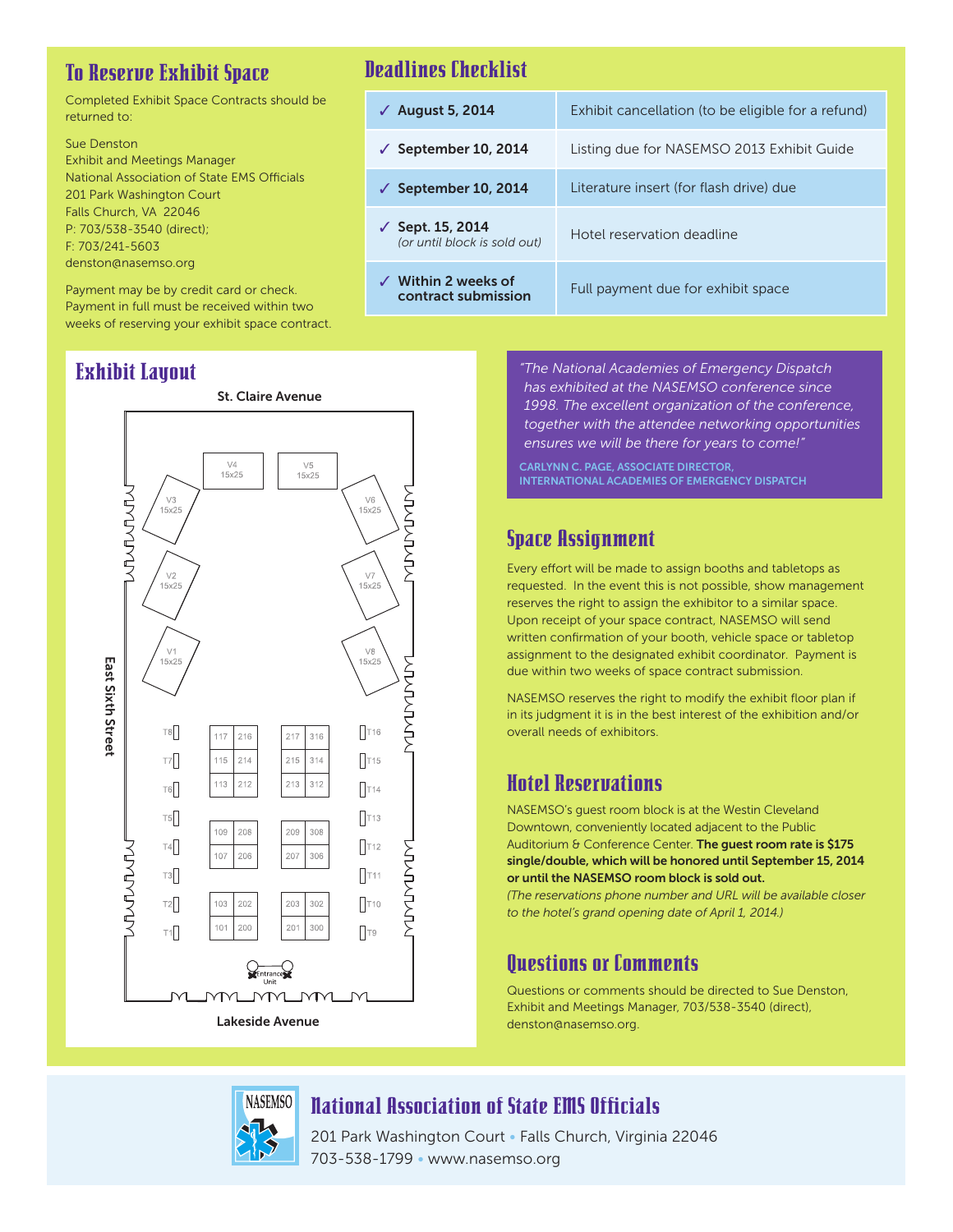## To Reserve Exhibit Space

Completed Exhibit Space Contracts should be returned to:

Sue Denston
Exhibit and Meetings Manager
National Association of State EMS Officials
201 Park Washington Court
Falls Church, VA 22046
P: 703/538-3540 (direct);
F: 703/241-5603
denston@nasemso.org

Payment may be by credit card or check. Payment in full must be received within two weeks of reserving your exhibit space contract.

## Deadlines Checklist

| Deadline | Item |
|---|---|
| ✓ **August 5, 2014** | Exhibit cancellation (to be eligible for a refund) |
| ✓ **September 10, 2014** | Listing due for NASEMSO 2013 Exhibit Guide |
| ✓ **September 10, 2014** | Literature insert (for flash drive) due |
| ✓ **Sept. 15, 2014** *(or until block is sold out)* | Hotel reservation deadline |
| ✓ **Within 2 weeks of contract submission** | Full payment due for exhibit space |

## Exhibit Layout

St. Claire Avenue

East Sixth Street

Vehicle spaces (15x25): V1, V2, V3, V4, V5, V6, V7, V8

Booths: 117, 216, 217, 316, 115, 214, 215, 314, 113, 212, 213, 312, 109, 208, 209, 308, 107, 206, 207, 306, 103, 202, 203, 302, 101, 200, 201, 300

Tabletops: T1, T2, T3, T4, T5, T6, T7, T8, T9, T10, T11, T12, T13, T14, T15, T16

Entrance Unit

Lakeside Avenue

*"The National Academies of Emergency Dispatch has exhibited at the NASEMSO conference since 1998. The excellent organization of the conference, together with the attendee networking opportunities ensures we will be there for years to come!"*

CARLYNN C. PAGE, ASSOCIATE DIRECTOR,
INTERNATIONAL ACADEMIES OF EMERGENCY DISPATCH

## Space Assignment

Every effort will be made to assign booths and tabletops as requested. In the event this is not possible, show management reserves the right to assign the exhibitor to a similar space. Upon receipt of your space contract, NASEMSO will send written confirmation of your booth, vehicle space or tabletop assignment to the designated exhibit coordinator. Payment is due within two weeks of space contract submission.

NASEMSO reserves the right to modify the exhibit floor plan if in its judgment it is in the best interest of the exhibition and/or overall needs of exhibitors.

## Hotel Reservations

NASEMSO's guest room block is at the Westin Cleveland Downtown, conveniently located adjacent to the Public Auditorium & Conference Center. **The guest room rate is $175 single/double, which will be honored until September 15, 2014 or until the NASEMSO room block is sold out.**
*(The reservations phone number and URL will be available closer to the hotel's grand opening date of April 1, 2014.)*

## Questions or Comments

Questions or comments should be directed to Sue Denston, Exhibit and Meetings Manager, 703/538-3540 (direct), denston@nasemso.org.

NASEMSO

## National Association of State EMS Officials

201 Park Washington Court • Falls Church, Virginia 22046
703-538-1799 • www.nasemso.org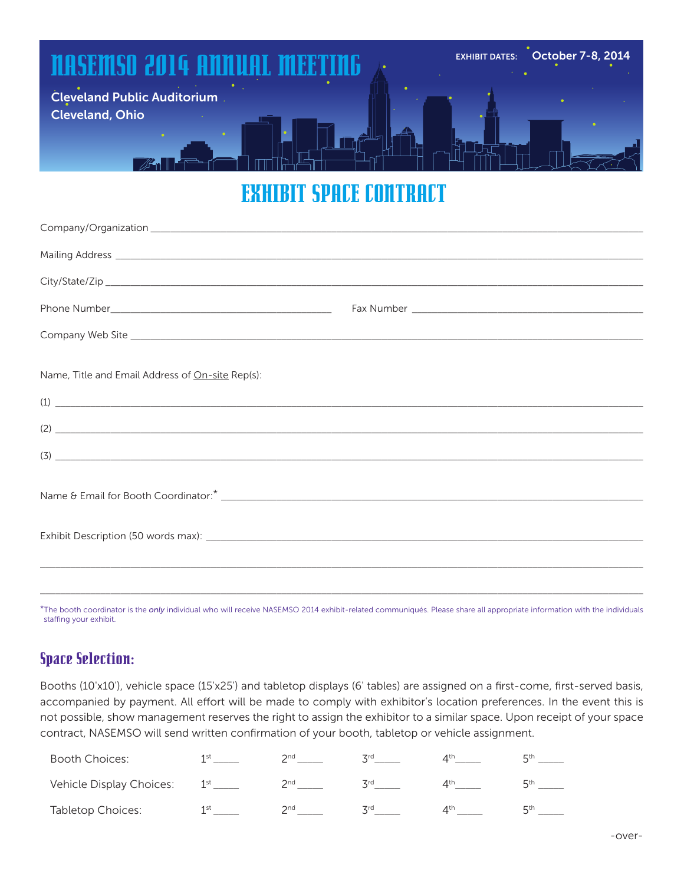# NASEMSO 2014 ANNUAL MEETING

Cleveland Public Auditorium
Cleveland, Ohio

EXHIBIT DATES: October 7-8, 2014

## EXHIBIT SPACE CONTRACT

Company/Organization ______________________________________________

Mailing Address ______________________________________________

City/State/Zip ______________________________________________

Phone Number______________________ Fax Number ______________________

Company Web Site ______________________________________________

Name, Title and Email Address of On-site Rep(s):

(1) ______________________________________________

(2) ______________________________________________

(3) ______________________________________________

Name & Email for Booth Coordinator:* ______________________________________________

Exhibit Description (50 words max): ______________________________________________

______________________________________________

______________________________________________

*The booth coordinator is the *only* individual who will receive NASEMSO 2014 exhibit-related communiqués. Please share all appropriate information with the individuals staffing your exhibit.

## Space Selection:

Booths (10'x10'), vehicle space (15'x25') and tabletop displays (6' tables) are assigned on a first-come, first-served basis, accompanied by payment. All effort will be made to comply with exhibitor's location preferences. In the event this is not possible, show management reserves the right to assign the exhibitor to a similar space. Upon receipt of your space contract, NASEMSO will send written confirmation of your booth, tabletop or vehicle assignment.

| | | | | | |
|---|---|---|---|---|---|
| Booth Choices: | 1st _____ | 2nd _____ | 3rd _____ | 4th _____ | 5th _____ |
| Vehicle Display Choices: | 1st _____ | 2nd _____ | 3rd _____ | 4th _____ | 5th _____ |
| Tabletop Choices: | 1st _____ | 2nd _____ | 3rd _____ | 4th _____ | 5th _____ |

-over-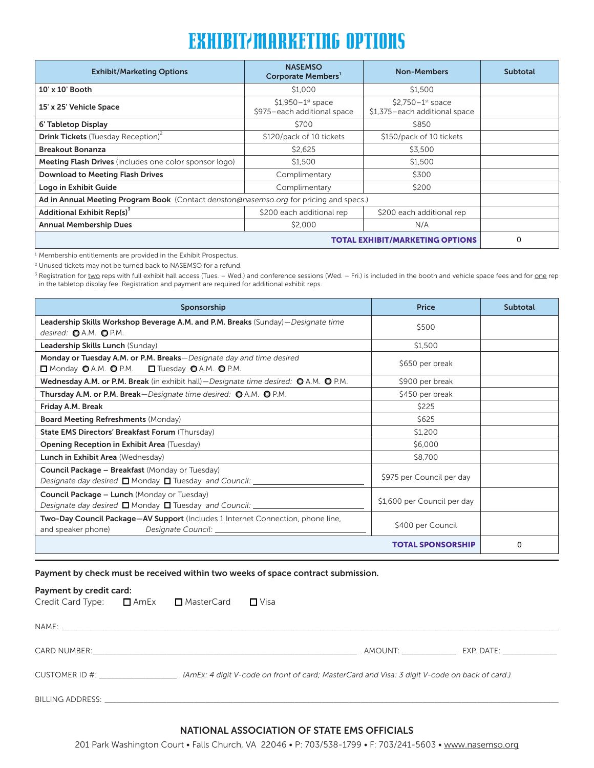# EXHIBIT/MARKETING OPTIONS

| Exhibit/Marketing Options | NASEMSO Corporate Members[1] | Non-Members | Subtotal |
|---|---|---|---|
| **10' x 10' Booth** | $1,000 | $1,500 | |
| **15' x 25' Vehicle Space** | $1,950–1st space<br>$975–each additional space | $2,750–1st space<br>$1,375–each additional space | |
| **6' Tabletop Display** | $700 | $850 | |
| **Drink Tickets** (Tuesday Reception)[2] | $120/pack of 10 tickets | $150/pack of 10 tickets | |
| **Breakout Bonanza** | $2,625 | $3,500 | |
| **Meeting Flash Drives** (includes one color sponsor logo) | $1,500 | $1,500 | |
| **Download to Meeting Flash Drives** | Complimentary | $300 | |
| **Logo in Exhibit Guide** | Complimentary | $200 | |
| **Ad in Annual Meeting Program Book** (Contact *denston@nasemso.org* for pricing and specs.) | | | |
| **Additional Exhibit Rep(s)**[3] | $200 each additional rep | $200 each additional rep | |
| **Annual Membership Dues** | $2,000 | N/A | |
| | | **TOTAL EXHIBIT/MARKETING OPTIONS** | 0 |

[1] Membership entitlements are provided in the Exhibit Prospectus.

[2] Unused tickets may not be turned back to NASEMSO for a refund.

[3] Registration for two reps with full exhibit hall access (Tues. – Wed.) and conference sessions (Wed. – Fri.) is included in the booth and vehicle space fees and for one rep in the tabletop display fee. Registration and payment are required for additional exhibit reps.

| Sponsorship | Price | Subtotal |
|---|---|---|
| **Leadership Skills Workshop Beverage A.M. and P.M. Breaks** (Sunday)—*Designate time desired:* ○ A.M. ○ P.M. | $500 | |
| **Leadership Skills Lunch** (Sunday) | $1,500 | |
| **Monday or Tuesday A.M. or P.M. Breaks**—*Designate day and time desired*<br>☐ Monday ○ A.M. ○ P.M. ☐ Tuesday ○ A.M. ○ P.M. | $650 per break | |
| **Wednesday A.M. or P.M. Break** (in exhibit hall)—*Designate time desired:* ○ A.M. ○ P.M. | $900 per break | |
| **Thursday A.M. or P.M. Break**—*Designate time desired:* ○ A.M. ○ P.M. | $450 per break | |
| **Friday A.M. Break** | $225 | |
| **Board Meeting Refreshments** (Monday) | $625 | |
| **State EMS Directors' Breakfast Forum** (Thursday) | $1,200 | |
| **Opening Reception in Exhibit Area** (Tuesday) | $6,000 | |
| **Lunch in Exhibit Area** (Wednesday) | $8,700 | |
| **Council Package – Breakfast** (Monday or Tuesday)<br>*Designate day desired* ☐ Monday ☐ Tuesday *and Council:* ______ | $975 per Council per day | |
| **Council Package – Lunch** (Monday or Tuesday)<br>*Designate day desired* ☐ Monday ☐ Tuesday *and Council:* ______ | $1,600 per Council per day | |
| **Two-Day Council Package—AV Support** (Includes 1 Internet Connection, phone line, and speaker phone) *Designate Council:* ______ | $400 per Council | |
| | **TOTAL SPONSORSHIP** | 0 |

**Payment by check must be received within two weeks of space contract submission.**

**Payment by credit card:**

Credit Card Type: ☐ AmEx ☐ MasterCard ☐ Visa

NAME: ______________________________

CARD NUMBER: ______________________ AMOUNT: __________ EXP. DATE: __________

CUSTOMER ID #: __________ *(AmEx: 4 digit V-code on front of card; MasterCard and Visa: 3 digit V-code on back of card.)*

BILLING ADDRESS: ______________________________

**NATIONAL ASSOCIATION OF STATE EMS OFFICIALS**

201 Park Washington Court • Falls Church, VA 22046 • P: 703/538-1799 • F: 703/241-5603 • www.nasemso.org